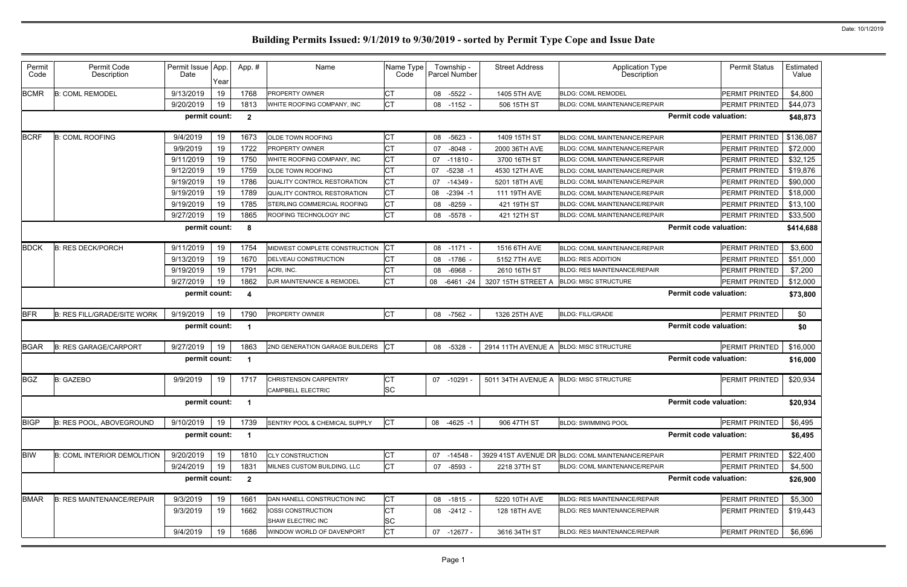# Building Permits Issued: 9/1/2019 to 9/30/2019 - sorted by Permit Type Cope and Issue Date

Date: 10/1/2019

| Permit Code | Permit Code Description | Permit Issue Date | App. Year | App. # | Name | Name Type Code | Township - Parcel Number | Street Address | Application Type Description | Permit Status | Estimated Value |
|---|---|---|---|---|---|---|---|---|---|---|---|
| BCMR | B: COML REMODEL | 9/13/2019 | 19 | 1768 | PROPERTY OWNER | CT | 08 -5522 - | 1405 5TH AVE | BLDG: COML REMODEL | PERMIT PRINTED | $4,800 |
| | | 9/20/2019 | 19 | 1813 | WHITE ROOFING COMPANY, INC | CT | 08 -1152 - | 506 15TH ST | BLDG: COML MAINTENANCE/REPAIR | PERMIT PRINTED | $44,073 |
| | | permit count: | | 2 | | | | | Permit code valuation: | | $48,873 |
| BCRF | B: COML ROOFING | 9/4/2019 | 19 | 1673 | OLDE TOWN ROOFING | CT | 08 -5623 - | 1409 15TH ST | BLDG: COML MAINTENANCE/REPAIR | PERMIT PRINTED | $136,087 |
| | | 9/9/2019 | 19 | 1722 | PROPERTY OWNER | CT | 07 -8048 - | 2000 36TH AVE | BLDG: COML MAINTENANCE/REPAIR | PERMIT PRINTED | $72,000 |
| | | 9/11/2019 | 19 | 1750 | WHITE ROOFING COMPANY, INC | CT | 07 -11810 - | 3700 16TH ST | BLDG: COML MAINTENANCE/REPAIR | PERMIT PRINTED | $32,125 |
| | | 9/12/2019 | 19 | 1759 | OLDE TOWN ROOFING | CT | 07 -5238 -1 | 4530 12TH AVE | BLDG: COML MAINTENANCE/REPAIR | PERMIT PRINTED | $19,876 |
| | | 9/19/2019 | 19 | 1786 | QUALITY CONTROL RESTORATION | CT | 07 -14349 - | 5201 18TH AVE | BLDG: COML MAINTENANCE/REPAIR | PERMIT PRINTED | $90,000 |
| | | 9/19/2019 | 19 | 1789 | QUALITY CONTROL RESTORATION | CT | 08 -2394 -1 | 111 19TH AVE | BLDG: COML MAINTENANCE/REPAIR | PERMIT PRINTED | $18,000 |
| | | 9/19/2019 | 19 | 1785 | STERLING COMMERCIAL ROOFING | CT | 08 -8259 - | 421 19TH ST | BLDG: COML MAINTENANCE/REPAIR | PERMIT PRINTED | $13,100 |
| | | 9/27/2019 | 19 | 1865 | ROOFING TECHNOLOGY INC | CT | 08 -5578 - | 421 12TH ST | BLDG: COML MAINTENANCE/REPAIR | PERMIT PRINTED | $33,500 |
| | | permit count: | | 8 | | | | | Permit code valuation: | | $414,688 |
| BDCK | B: RES DECK/PORCH | 9/11/2019 | 19 | 1754 | MIDWEST COMPLETE CONSTRUCTION | CT | 08 -1171 - | 1516 6TH AVE | BLDG: COML MAINTENANCE/REPAIR | PERMIT PRINTED | $3,600 |
| | | 9/13/2019 | 19 | 1670 | DELVEAU CONSTRUCTION | CT | 08 -1786 - | 5152 7TH AVE | BLDG: RES ADDITION | PERMIT PRINTED | $51,000 |
| | | 9/19/2019 | 19 | 1791 | ACRI, INC. | CT | 08 -6968 - | 2610 16TH ST | BLDG: RES MAINTENANCE/REPAIR | PERMIT PRINTED | $7,200 |
| | | 9/27/2019 | 19 | 1862 | DJR MAINTENANCE & REMODEL | CT | 08 -6461 -24 | 3207 15TH STREET A | BLDG: MISC STRUCTURE | PERMIT PRINTED | $12,000 |
| | | permit count: | | 4 | | | | | Permit code valuation: | | $73,800 |
| BFR | B: RES FILL/GRADE/SITE WORK | 9/19/2019 | 19 | 1790 | PROPERTY OWNER | CT | 08 -7562 - | 1326 25TH AVE | BLDG: FILL/GRADE | PERMIT PRINTED | $0 |
| | | permit count: | | 1 | | | | | Permit code valuation: | | $0 |
| BGAR | B: RES GARAGE/CARPORT | 9/27/2019 | 19 | 1863 | 2ND GENERATION GARAGE BUILDERS | CT | 08 -5328 - | 2914 11TH AVENUE A | BLDG: MISC STRUCTURE | PERMIT PRINTED | $16,000 |
| | | permit count: | | 1 | | | | | Permit code valuation: | | $16,000 |
| BGZ | B: GAZEBO | 9/9/2019 | 19 | 1717 | CHRISTENSON CARPENTRY<br>CAMPBELL ELECTRIC | CT<br>SC | 07 -10291 - | 5011 34TH AVENUE A | BLDG: MISC STRUCTURE | PERMIT PRINTED | $20,934 |
| | | permit count: | | 1 | | | | | Permit code valuation: | | $20,934 |
| BIGP | B: RES POOL, ABOVEGROUND | 9/10/2019 | 19 | 1739 | SENTRY POOL & CHEMICAL SUPPLY | CT | 08 -4625 -1 | 906 47TH ST | BLDG: SWIMMING POOL | PERMIT PRINTED | $6,495 |
| | | permit count: | | 1 | | | | | Permit code valuation: | | $6,495 |
| BIW | B: COML INTERIOR DEMOLITION | 9/20/2019 | 19 | 1810 | CLY CONSTRUCTION | CT | 07 -14548 - | 3929 41ST AVENUE DR | BLDG: COML MAINTENANCE/REPAIR | PERMIT PRINTED | $22,400 |
| | | 9/24/2019 | 19 | 1831 | MILNES CUSTOM BUILDING, LLC | CT | 07 -8593 - | 2218 37TH ST | BLDG: COML MAINTENANCE/REPAIR | PERMIT PRINTED | $4,500 |
| | | permit count: | | 2 | | | | | Permit code valuation: | | $26,900 |
| BMAR | B: RES MAINTENANCE/REPAIR | 9/3/2019 | 19 | 1661 | DAN HANELL CONSTRUCTION INC | CT | 08 -1815 - | 5220 10TH AVE | BLDG: RES MAINTENANCE/REPAIR | PERMIT PRINTED | $5,300 |
| | | 9/3/2019 | 19 | 1662 | IOSSI CONSTRUCTION<br>SHAW ELECTRIC INC | CT<br>SC | 08 -2412 - | 128 18TH AVE | BLDG: RES MAINTENANCE/REPAIR | PERMIT PRINTED | $19,443 |
| | | 9/4/2019 | 19 | 1686 | WINDOW WORLD OF DAVENPORT | CT | 07 -12677 - | 3616 34TH ST | BLDG: RES MAINTENANCE/REPAIR | PERMIT PRINTED | $6,696 |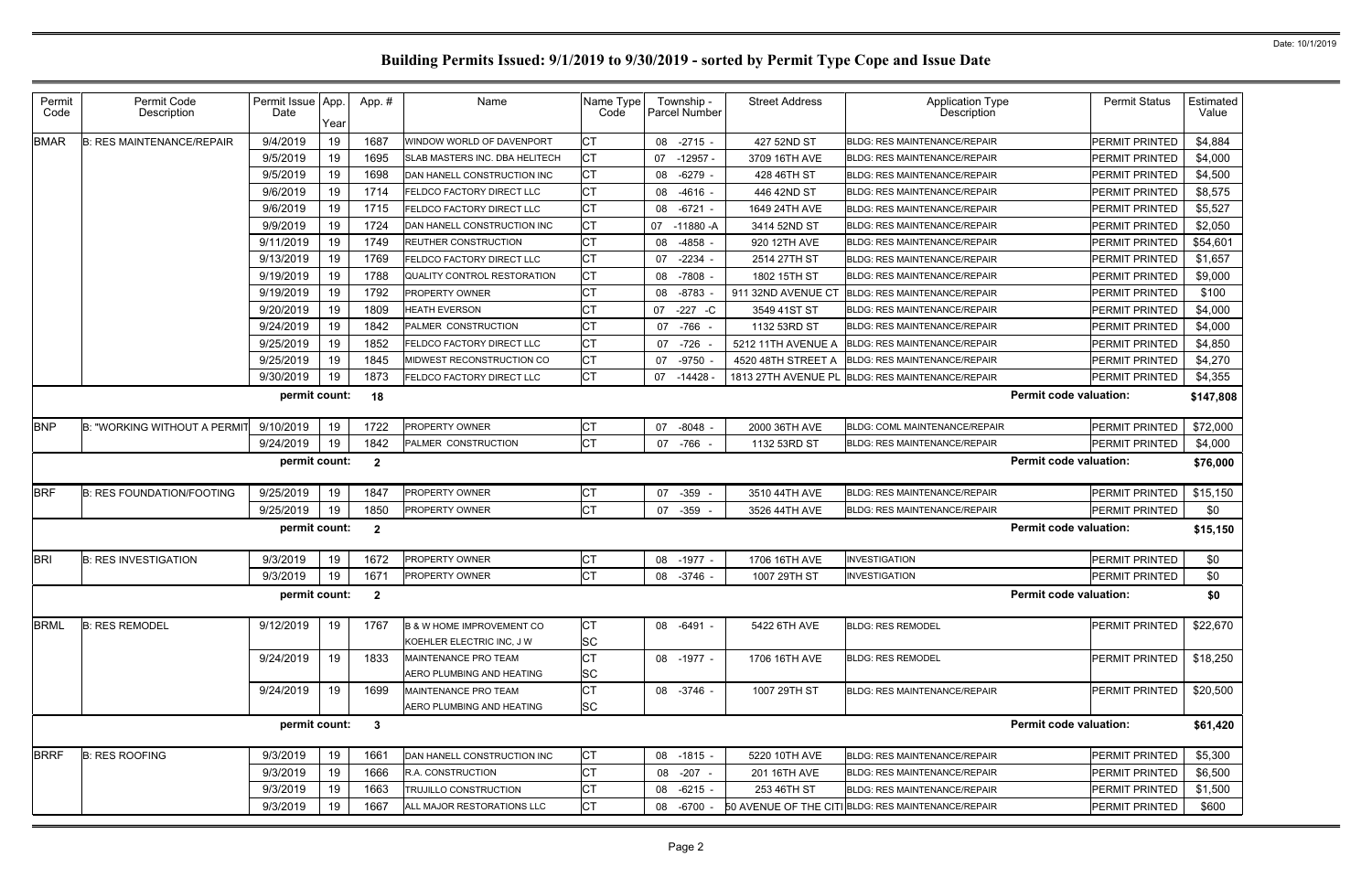# Building Permits Issued: 9/1/2019 to 9/30/2019 - sorted by Permit Type Cope and Issue Date

Date: 10/1/2019

| Permit Code | Permit Code Description | Permit Issue Date | App. Year | App. # | Name | Name Type Code | Township - Parcel Number | Street Address | Application Type Description | Permit Status | Estimated Value |
|---|---|---|---|---|---|---|---|---|---|---|---|
| BMAR | B: RES MAINTENANCE/REPAIR | 9/4/2019 | 19 | 1687 | WINDOW WORLD OF DAVENPORT | CT | 08 -2715 - | 427 52ND ST | BLDG: RES MAINTENANCE/REPAIR | PERMIT PRINTED | $4,884 |
| | | 9/5/2019 | 19 | 1695 | SLAB MASTERS INC. DBA HELITECH | CT | 07 -12957 - | 3709 16TH AVE | BLDG: RES MAINTENANCE/REPAIR | PERMIT PRINTED | $4,000 |
| | | 9/5/2019 | 19 | 1698 | DAN HANELL CONSTRUCTION INC | CT | 08 -6279 - | 428 46TH ST | BLDG: RES MAINTENANCE/REPAIR | PERMIT PRINTED | $4,500 |
| | | 9/6/2019 | 19 | 1714 | FELDCO FACTORY DIRECT LLC | CT | 08 -4616 - | 446 42ND ST | BLDG: RES MAINTENANCE/REPAIR | PERMIT PRINTED | $8,575 |
| | | 9/6/2019 | 19 | 1715 | FELDCO FACTORY DIRECT LLC | CT | 08 -6721 - | 1649 24TH AVE | BLDG: RES MAINTENANCE/REPAIR | PERMIT PRINTED | $5,527 |
| | | 9/9/2019 | 19 | 1724 | DAN HANELL CONSTRUCTION INC | CT | 07 -11880 -A | 3414 52ND ST | BLDG: RES MAINTENANCE/REPAIR | PERMIT PRINTED | $2,050 |
| | | 9/11/2019 | 19 | 1749 | REUTHER CONSTRUCTION | CT | 08 -4858 - | 920 12TH AVE | BLDG: RES MAINTENANCE/REPAIR | PERMIT PRINTED | $54,601 |
| | | 9/13/2019 | 19 | 1769 | FELDCO FACTORY DIRECT LLC | CT | 07 -2234 - | 2514 27TH ST | BLDG: RES MAINTENANCE/REPAIR | PERMIT PRINTED | $1,657 |
| | | 9/19/2019 | 19 | 1788 | QUALITY CONTROL RESTORATION | CT | 08 -7808 - | 1802 15TH ST | BLDG: RES MAINTENANCE/REPAIR | PERMIT PRINTED | $9,000 |
| | | 9/19/2019 | 19 | 1792 | PROPERTY OWNER | CT | 08 -8783 - | 911 32ND AVENUE CT | BLDG: RES MAINTENANCE/REPAIR | PERMIT PRINTED | $100 |
| | | 9/20/2019 | 19 | 1809 | HEATH EVERSON | CT | 07 -227 -C | 3549 41ST ST | BLDG: RES MAINTENANCE/REPAIR | PERMIT PRINTED | $4,000 |
| | | 9/24/2019 | 19 | 1842 | PALMER CONSTRUCTION | CT | 07 -766 - | 1132 53RD ST | BLDG: RES MAINTENANCE/REPAIR | PERMIT PRINTED | $4,000 |
| | | 9/25/2019 | 19 | 1852 | FELDCO FACTORY DIRECT LLC | CT | 07 -726 - | 5212 11TH AVENUE A | BLDG: RES MAINTENANCE/REPAIR | PERMIT PRINTED | $4,850 |
| | | 9/25/2019 | 19 | 1845 | MIDWEST RECONSTRUCTION CO | CT | 07 -9750 - | 4520 48TH STREET A | BLDG: RES MAINTENANCE/REPAIR | PERMIT PRINTED | $4,270 |
| | | 9/30/2019 | 19 | 1873 | FELDCO FACTORY DIRECT LLC | CT | 07 -14428 - | 1813 27TH AVENUE PL | BLDG: RES MAINTENANCE/REPAIR | PERMIT PRINTED | $4,355 |
| | | permit count: | | 18 | | | | | Permit code valuation: | | $147,808 |
| BNP | B: "WORKING WITHOUT A PERMIT | 9/10/2019 | 19 | 1722 | PROPERTY OWNER | CT | 07 -8048 - | 2000 36TH AVE | BLDG: COML MAINTENANCE/REPAIR | PERMIT PRINTED | $72,000 |
| | | 9/24/2019 | 19 | 1842 | PALMER CONSTRUCTION | CT | 07 -766 - | 1132 53RD ST | BLDG: RES MAINTENANCE/REPAIR | PERMIT PRINTED | $4,000 |
| | | permit count: | | 2 | | | | | Permit code valuation: | | $76,000 |
| BRF | B: RES FOUNDATION/FOOTING | 9/25/2019 | 19 | 1847 | PROPERTY OWNER | CT | 07 -359 - | 3510 44TH AVE | BLDG: RES MAINTENANCE/REPAIR | PERMIT PRINTED | $15,150 |
| | | 9/25/2019 | 19 | 1850 | PROPERTY OWNER | CT | 07 -359 - | 3526 44TH AVE | BLDG: RES MAINTENANCE/REPAIR | PERMIT PRINTED | $0 |
| | | permit count: | | 2 | | | | | Permit code valuation: | | $15,150 |
| BRI | B: RES INVESTIGATION | 9/3/2019 | 19 | 1672 | PROPERTY OWNER | CT | 08 -1977 - | 1706 16TH AVE | INVESTIGATION | PERMIT PRINTED | $0 |
| | | 9/3/2019 | 19 | 1671 | PROPERTY OWNER | CT | 08 -3746 - | 1007 29TH ST | INVESTIGATION | PERMIT PRINTED | $0 |
| | | permit count: | | 2 | | | | | Permit code valuation: | | $0 |
| BRML | B: RES REMODEL | 9/12/2019 | 19 | 1767 | B & W HOME IMPROVEMENT CO | CT | 08 -6491 - | 5422 6TH AVE | BLDG: RES REMODEL | PERMIT PRINTED | $22,670 |
| | | | | | KOEHLER ELECTRIC INC, J W | SC | | | | | |
| | | 9/24/2019 | 19 | 1833 | MAINTENANCE PRO TEAM | CT | 08 -1977 - | 1706 16TH AVE | BLDG: RES REMODEL | PERMIT PRINTED | $18,250 |
| | | | | | AERO PLUMBING AND HEATING | SC | | | | | |
| | | 9/24/2019 | 19 | 1699 | MAINTENANCE PRO TEAM | CT | 08 -3746 - | 1007 29TH ST | BLDG: RES MAINTENANCE/REPAIR | PERMIT PRINTED | $20,500 |
| | | | | | AERO PLUMBING AND HEATING | SC | | | | | |
| | | permit count: | | 3 | | | | | Permit code valuation: | | $61,420 |
| BRRF | B: RES ROOFING | 9/3/2019 | 19 | 1661 | DAN HANELL CONSTRUCTION INC | CT | 08 -1815 - | 5220 10TH AVE | BLDG: RES MAINTENANCE/REPAIR | PERMIT PRINTED | $5,300 |
| | | 9/3/2019 | 19 | 1666 | R.A. CONSTRUCTION | CT | 08 -207 - | 201 16TH AVE | BLDG: RES MAINTENANCE/REPAIR | PERMIT PRINTED | $6,500 |
| | | 9/3/2019 | 19 | 1663 | TRUJILLO CONSTRUCTION | CT | 08 -6215 - | 253 46TH ST | BLDG: RES MAINTENANCE/REPAIR | PERMIT PRINTED | $1,500 |
| | | 9/3/2019 | 19 | 1667 | ALL MAJOR RESTORATIONS LLC | CT | 08 -6700 - | 50 AVENUE OF THE CITI | BLDG: RES MAINTENANCE/REPAIR | PERMIT PRINTED | $600 |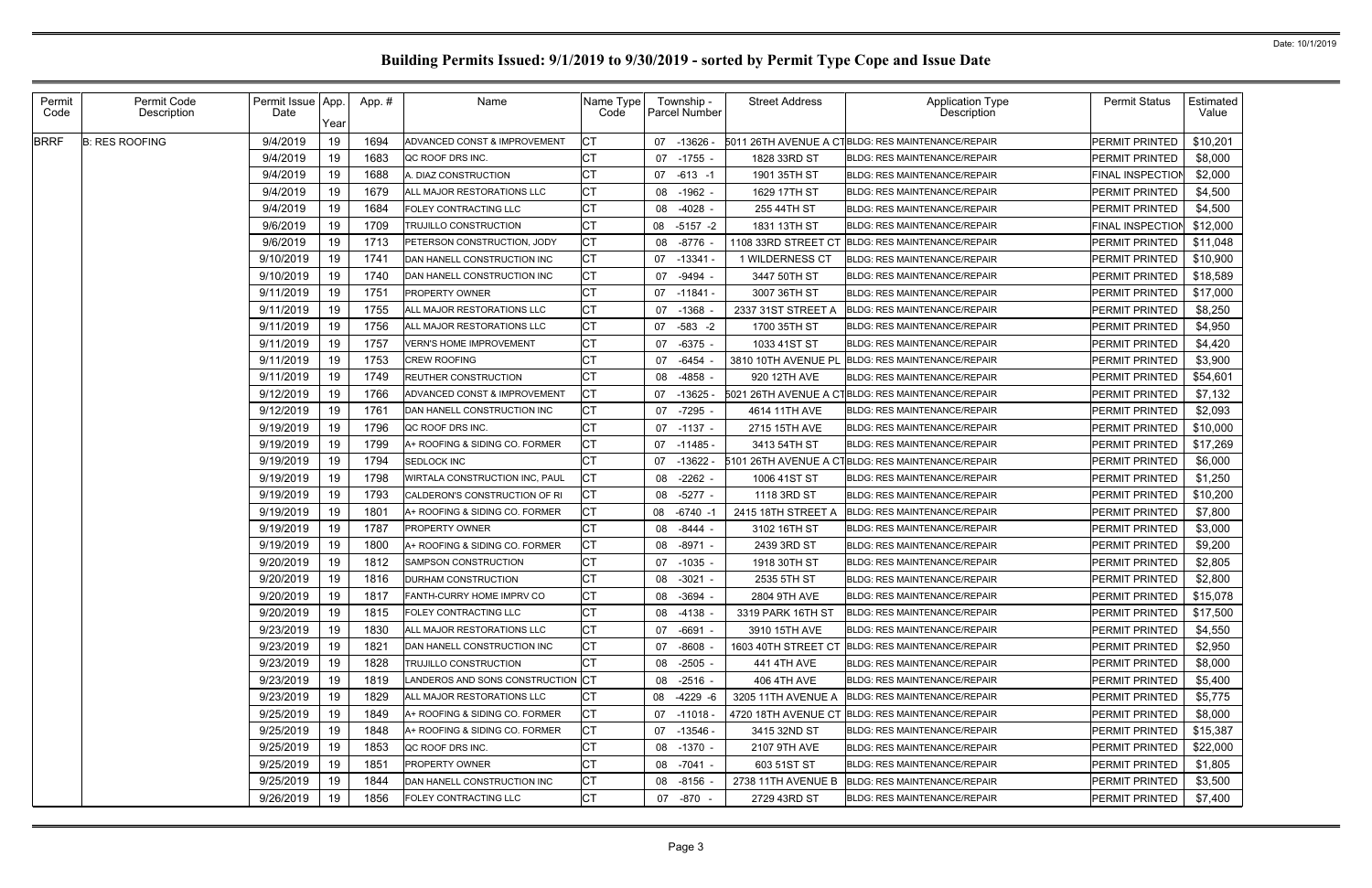# Building Permits Issued: 9/1/2019 to 9/30/2019 - sorted by Permit Type Cope and Issue Date

| Permit Code | Permit Code Description | Permit Issue Date | App. Year | App. # | Name | Name Type Code | Township - Parcel Number | Street Address | Application Type Description | Permit Status | Estimated Value |
|---|---|---|---|---|---|---|---|---|---|---|---|
| BRRF | B: RES ROOFING | 9/4/2019 | 19 | 1694 | ADVANCED CONST & IMPROVEMENT | CT | 07 -13626 - | 5011 26TH AVENUE A CT | BLDG: RES MAINTENANCE/REPAIR | PERMIT PRINTED | $10,201 |
| | | 9/4/2019 | 19 | 1683 | QC ROOF DRS INC. | CT | 07 -1755 - | 1828 33RD ST | BLDG: RES MAINTENANCE/REPAIR | PERMIT PRINTED | $8,000 |
| | | 9/4/2019 | 19 | 1688 | A. DIAZ CONSTRUCTION | CT | 07 -613 -1 | 1901 35TH ST | BLDG: RES MAINTENANCE/REPAIR | FINAL INSPECTION | $2,000 |
| | | 9/4/2019 | 19 | 1679 | ALL MAJOR RESTORATIONS LLC | CT | 08 -1962 - | 1629 17TH ST | BLDG: RES MAINTENANCE/REPAIR | PERMIT PRINTED | $4,500 |
| | | 9/4/2019 | 19 | 1684 | FOLEY CONTRACTING LLC | CT | 08 -4028 - | 255 44TH ST | BLDG: RES MAINTENANCE/REPAIR | PERMIT PRINTED | $4,500 |
| | | 9/6/2019 | 19 | 1709 | TRUJILLO CONSTRUCTION | CT | 08 -5157 -2 | 1831 13TH ST | BLDG: RES MAINTENANCE/REPAIR | FINAL INSPECTION | $12,000 |
| | | 9/6/2019 | 19 | 1713 | PETERSON CONSTRUCTION, JODY | CT | 08 -8776 - | 1108 33RD STREET CT | BLDG: RES MAINTENANCE/REPAIR | PERMIT PRINTED | $11,048 |
| | | 9/10/2019 | 19 | 1741 | DAN HANELL CONSTRUCTION INC | CT | 07 -13341 - | 1 WILDERNESS CT | BLDG: RES MAINTENANCE/REPAIR | PERMIT PRINTED | $10,900 |
| | | 9/10/2019 | 19 | 1740 | DAN HANELL CONSTRUCTION INC | CT | 07 -9494 - | 3447 50TH ST | BLDG: RES MAINTENANCE/REPAIR | PERMIT PRINTED | $18,589 |
| | | 9/11/2019 | 19 | 1751 | PROPERTY OWNER | CT | 07 -11841 - | 3007 36TH ST | BLDG: RES MAINTENANCE/REPAIR | PERMIT PRINTED | $17,000 |
| | | 9/11/2019 | 19 | 1755 | ALL MAJOR RESTORATIONS LLC | CT | 07 -1368 - | 2337 31ST STREET A | BLDG: RES MAINTENANCE/REPAIR | PERMIT PRINTED | $8,250 |
| | | 9/11/2019 | 19 | 1756 | ALL MAJOR RESTORATIONS LLC | CT | 07 -583 -2 | 1700 35TH ST | BLDG: RES MAINTENANCE/REPAIR | PERMIT PRINTED | $4,950 |
| | | 9/11/2019 | 19 | 1757 | VERN'S HOME IMPROVEMENT | CT | 07 -6375 - | 1033 41ST ST | BLDG: RES MAINTENANCE/REPAIR | PERMIT PRINTED | $4,420 |
| | | 9/11/2019 | 19 | 1753 | CREW ROOFING | CT | 07 -6454 - | 3810 10TH AVENUE PL | BLDG: RES MAINTENANCE/REPAIR | PERMIT PRINTED | $3,900 |
| | | 9/11/2019 | 19 | 1749 | REUTHER CONSTRUCTION | CT | 08 -4858 - | 920 12TH AVE | BLDG: RES MAINTENANCE/REPAIR | PERMIT PRINTED | $54,601 |
| | | 9/12/2019 | 19 | 1766 | ADVANCED CONST & IMPROVEMENT | CT | 07 -13625 - | 5021 26TH AVENUE A CT | BLDG: RES MAINTENANCE/REPAIR | PERMIT PRINTED | $7,132 |
| | | 9/12/2019 | 19 | 1761 | DAN HANELL CONSTRUCTION INC | CT | 07 -7295 - | 4614 11TH AVE | BLDG: RES MAINTENANCE/REPAIR | PERMIT PRINTED | $2,093 |
| | | 9/19/2019 | 19 | 1796 | QC ROOF DRS INC. | CT | 07 -1137 - | 2715 15TH AVE | BLDG: RES MAINTENANCE/REPAIR | PERMIT PRINTED | $10,000 |
| | | 9/19/2019 | 19 | 1799 | A+ ROOFING & SIDING CO. FORMER | CT | 07 -11485 - | 3413 54TH ST | BLDG: RES MAINTENANCE/REPAIR | PERMIT PRINTED | $17,269 |
| | | 9/19/2019 | 19 | 1794 | SEDLOCK INC | CT | 07 -13622 - | 5101 26TH AVENUE A CT | BLDG: RES MAINTENANCE/REPAIR | PERMIT PRINTED | $6,000 |
| | | 9/19/2019 | 19 | 1798 | WIRTALA CONSTRUCTION INC, PAUL | CT | 08 -2262 - | 1006 41ST ST | BLDG: RES MAINTENANCE/REPAIR | PERMIT PRINTED | $1,250 |
| | | 9/19/2019 | 19 | 1793 | CALDERON'S CONSTRUCTION OF RI | CT | 08 -5277 - | 1118 3RD ST | BLDG: RES MAINTENANCE/REPAIR | PERMIT PRINTED | $10,200 |
| | | 9/19/2019 | 19 | 1801 | A+ ROOFING & SIDING CO. FORMER | CT | 08 -6740 -1 | 2415 18TH STREET A | BLDG: RES MAINTENANCE/REPAIR | PERMIT PRINTED | $7,800 |
| | | 9/19/2019 | 19 | 1787 | PROPERTY OWNER | CT | 08 -8444 - | 3102 16TH ST | BLDG: RES MAINTENANCE/REPAIR | PERMIT PRINTED | $3,000 |
| | | 9/19/2019 | 19 | 1800 | A+ ROOFING & SIDING CO. FORMER | CT | 08 -8971 - | 2439 3RD ST | BLDG: RES MAINTENANCE/REPAIR | PERMIT PRINTED | $9,200 |
| | | 9/20/2019 | 19 | 1812 | SAMPSON CONSTRUCTION | CT | 07 -1035 - | 1918 30TH ST | BLDG: RES MAINTENANCE/REPAIR | PERMIT PRINTED | $2,805 |
| | | 9/20/2019 | 19 | 1816 | DURHAM CONSTRUCTION | CT | 08 -3021 - | 2535 5TH ST | BLDG: RES MAINTENANCE/REPAIR | PERMIT PRINTED | $2,800 |
| | | 9/20/2019 | 19 | 1817 | FANTH-CURRY HOME IMPRV CO | CT | 08 -3694 - | 2804 9TH AVE | BLDG: RES MAINTENANCE/REPAIR | PERMIT PRINTED | $15,078 |
| | | 9/20/2019 | 19 | 1815 | FOLEY CONTRACTING LLC | CT | 08 -4138 - | 3319 PARK 16TH ST | BLDG: RES MAINTENANCE/REPAIR | PERMIT PRINTED | $17,500 |
| | | 9/23/2019 | 19 | 1830 | ALL MAJOR RESTORATIONS LLC | CT | 07 -6691 - | 3910 15TH AVE | BLDG: RES MAINTENANCE/REPAIR | PERMIT PRINTED | $4,550 |
| | | 9/23/2019 | 19 | 1821 | DAN HANELL CONSTRUCTION INC | CT | 07 -8608 - | 1603 40TH STREET CT | BLDG: RES MAINTENANCE/REPAIR | PERMIT PRINTED | $2,950 |
| | | 9/23/2019 | 19 | 1828 | TRUJILLO CONSTRUCTION | CT | 08 -2505 - | 441 4TH AVE | BLDG: RES MAINTENANCE/REPAIR | PERMIT PRINTED | $8,000 |
| | | 9/23/2019 | 19 | 1819 | LANDEROS AND SONS CONSTRUCTION | CT | 08 -2516 - | 406 4TH AVE | BLDG: RES MAINTENANCE/REPAIR | PERMIT PRINTED | $5,400 |
| | | 9/23/2019 | 19 | 1829 | ALL MAJOR RESTORATIONS LLC | CT | 08 -4229 -6 | 3205 11TH AVENUE A | BLDG: RES MAINTENANCE/REPAIR | PERMIT PRINTED | $5,775 |
| | | 9/25/2019 | 19 | 1849 | A+ ROOFING & SIDING CO. FORMER | CT | 07 -11018 - | 4720 18TH AVENUE CT | BLDG: RES MAINTENANCE/REPAIR | PERMIT PRINTED | $8,000 |
| | | 9/25/2019 | 19 | 1848 | A+ ROOFING & SIDING CO. FORMER | CT | 07 -13546 - | 3415 32ND ST | BLDG: RES MAINTENANCE/REPAIR | PERMIT PRINTED | $15,387 |
| | | 9/25/2019 | 19 | 1853 | QC ROOF DRS INC. | CT | 08 -1370 - | 2107 9TH AVE | BLDG: RES MAINTENANCE/REPAIR | PERMIT PRINTED | $22,000 |
| | | 9/25/2019 | 19 | 1851 | PROPERTY OWNER | CT | 08 -7041 - | 603 51ST ST | BLDG: RES MAINTENANCE/REPAIR | PERMIT PRINTED | $1,805 |
| | | 9/25/2019 | 19 | 1844 | DAN HANELL CONSTRUCTION INC | CT | 08 -8156 - | 2738 11TH AVENUE B | BLDG: RES MAINTENANCE/REPAIR | PERMIT PRINTED | $3,500 |
| | | 9/26/2019 | 19 | 1856 | FOLEY CONTRACTING LLC | CT | 07 -870 - | 2729 43RD ST | BLDG: RES MAINTENANCE/REPAIR | PERMIT PRINTED | $7,400 |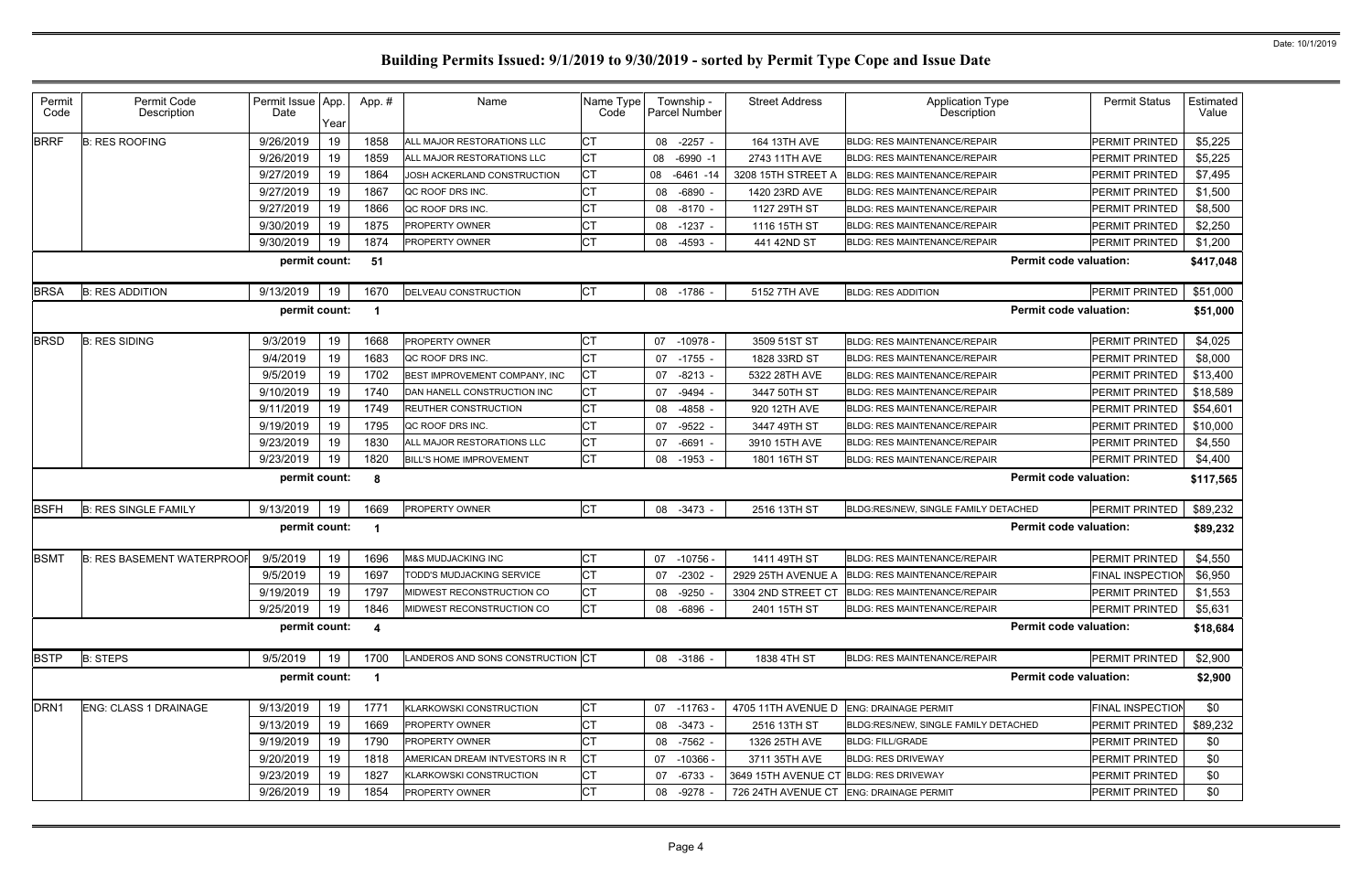# Building Permits Issued: 9/1/2019 to 9/30/2019 - sorted by Permit Type Cope and Issue Date

Date: 10/1/2019

| Permit Code | Permit Code Description | Permit Issue Date | App. Year | App. # | Name | Name Type Code | Township - Parcel Number | Street Address | Application Type Description | Permit Status | Estimated Value |
|---|---|---|---|---|---|---|---|---|---|---|---|
| BRRF | B: RES ROOFING | 9/26/2019 | 19 | 1858 | ALL MAJOR RESTORATIONS LLC | CT | 08 -2257 - | 164 13TH AVE | BLDG: RES MAINTENANCE/REPAIR | PERMIT PRINTED | $5,225 |
| | | 9/26/2019 | 19 | 1859 | ALL MAJOR RESTORATIONS LLC | CT | 08 -6990 -1 | 2743 11TH AVE | BLDG: RES MAINTENANCE/REPAIR | PERMIT PRINTED | $5,225 |
| | | 9/27/2019 | 19 | 1864 | JOSH ACKERLAND CONSTRUCTION | CT | 08 -6461 -14 | 3208 15TH STREET A | BLDG: RES MAINTENANCE/REPAIR | PERMIT PRINTED | $7,495 |
| | | 9/27/2019 | 19 | 1867 | QC ROOF DRS INC. | CT | 08 -6890 - | 1420 23RD AVE | BLDG: RES MAINTENANCE/REPAIR | PERMIT PRINTED | $1,500 |
| | | 9/27/2019 | 19 | 1866 | QC ROOF DRS INC. | CT | 08 -8170 - | 1127 29TH ST | BLDG: RES MAINTENANCE/REPAIR | PERMIT PRINTED | $8,500 |
| | | 9/30/2019 | 19 | 1875 | PROPERTY OWNER | CT | 08 -1237 - | 1116 15TH ST | BLDG: RES MAINTENANCE/REPAIR | PERMIT PRINTED | $2,250 |
| | | 9/30/2019 | 19 | 1874 | PROPERTY OWNER | CT | 08 -4593 - | 441 42ND ST | BLDG: RES MAINTENANCE/REPAIR | PERMIT PRINTED | $1,200 |
| | | permit count: | | 51 | | | | | Permit code valuation: | | $417,048 |
| BRSA | B: RES ADDITION | 9/13/2019 | 19 | 1670 | DELVEAU CONSTRUCTION | CT | 08 -1786 - | 5152 7TH AVE | BLDG: RES ADDITION | PERMIT PRINTED | $51,000 |
| | | permit count: | | 1 | | | | | Permit code valuation: | | $51,000 |
| BRSD | B: RES SIDING | 9/3/2019 | 19 | 1668 | PROPERTY OWNER | CT | 07 -10978 - | 3509 51ST ST | BLDG: RES MAINTENANCE/REPAIR | PERMIT PRINTED | $4,025 |
| | | 9/4/2019 | 19 | 1683 | QC ROOF DRS INC. | CT | 07 -1755 - | 1828 33RD ST | BLDG: RES MAINTENANCE/REPAIR | PERMIT PRINTED | $8,000 |
| | | 9/5/2019 | 19 | 1702 | BEST IMPROVEMENT COMPANY, INC | CT | 07 -8213 - | 5322 28TH AVE | BLDG: RES MAINTENANCE/REPAIR | PERMIT PRINTED | $13,400 |
| | | 9/10/2019 | 19 | 1740 | DAN HANELL CONSTRUCTION INC | CT | 07 -9494 - | 3447 50TH ST | BLDG: RES MAINTENANCE/REPAIR | PERMIT PRINTED | $18,589 |
| | | 9/11/2019 | 19 | 1749 | REUTHER CONSTRUCTION | CT | 08 -4858 - | 920 12TH AVE | BLDG: RES MAINTENANCE/REPAIR | PERMIT PRINTED | $54,601 |
| | | 9/19/2019 | 19 | 1795 | QC ROOF DRS INC. | CT | 07 -9522 - | 3447 49TH ST | BLDG: RES MAINTENANCE/REPAIR | PERMIT PRINTED | $10,000 |
| | | 9/23/2019 | 19 | 1830 | ALL MAJOR RESTORATIONS LLC | CT | 07 -6691 - | 3910 15TH AVE | BLDG: RES MAINTENANCE/REPAIR | PERMIT PRINTED | $4,550 |
| | | 9/23/2019 | 19 | 1820 | BILL'S HOME IMPROVEMENT | CT | 08 -1953 - | 1801 16TH ST | BLDG: RES MAINTENANCE/REPAIR | PERMIT PRINTED | $4,400 |
| | | permit count: | | 8 | | | | | Permit code valuation: | | $117,565 |
| BSFH | B: RES SINGLE FAMILY | 9/13/2019 | 19 | 1669 | PROPERTY OWNER | CT | 08 -3473 - | 2516 13TH ST | BLDG:RES/NEW, SINGLE FAMILY DETACHED | PERMIT PRINTED | $89,232 |
| | | permit count: | | 1 | | | | | Permit code valuation: | | $89,232 |
| BSMT | B: RES BASEMENT WATERPROOF | 9/5/2019 | 19 | 1696 | M&S MUDJACKING INC | CT | 07 -10756 - | 1411 49TH ST | BLDG: RES MAINTENANCE/REPAIR | PERMIT PRINTED | $4,550 |
| | | 9/5/2019 | 19 | 1697 | TODD'S MUDJACKING SERVICE | CT | 07 -2302 - | 2929 25TH AVENUE A | BLDG: RES MAINTENANCE/REPAIR | FINAL INSPECTION | $6,950 |
| | | 9/19/2019 | 19 | 1797 | MIDWEST RECONSTRUCTION CO | CT | 08 -9250 - | 3304 2ND STREET CT | BLDG: RES MAINTENANCE/REPAIR | PERMIT PRINTED | $1,553 |
| | | 9/25/2019 | 19 | 1846 | MIDWEST RECONSTRUCTION CO | CT | 08 -6896 - | 2401 15TH ST | BLDG: RES MAINTENANCE/REPAIR | PERMIT PRINTED | $5,631 |
| | | permit count: | | 4 | | | | | Permit code valuation: | | $18,684 |
| BSTP | B: STEPS | 9/5/2019 | 19 | 1700 | LANDEROS AND SONS CONSTRUCTION | CT | 08 -3186 - | 1838 4TH ST | BLDG: RES MAINTENANCE/REPAIR | PERMIT PRINTED | $2,900 |
| | | permit count: | | 1 | | | | | Permit code valuation: | | $2,900 |
| DRN1 | ENG: CLASS 1 DRAINAGE | 9/13/2019 | 19 | 1771 | KLARKOWSKI CONSTRUCTION | CT | 07 -11763 - | 4705 11TH AVENUE D | ENG: DRAINAGE PERMIT | FINAL INSPECTION | $0 |
| | | 9/13/2019 | 19 | 1669 | PROPERTY OWNER | CT | 08 -3473 - | 2516 13TH ST | BLDG:RES/NEW, SINGLE FAMILY DETACHED | PERMIT PRINTED | $89,232 |
| | | 9/19/2019 | 19 | 1790 | PROPERTY OWNER | CT | 08 -7562 - | 1326 25TH AVE | BLDG: FILL/GRADE | PERMIT PRINTED | $0 |
| | | 9/20/2019 | 19 | 1818 | AMERICAN DREAM INTVESTORS IN R | CT | 07 -10366 - | 3711 35TH AVE | BLDG: RES DRIVEWAY | PERMIT PRINTED | $0 |
| | | 9/23/2019 | 19 | 1827 | KLARKOWSKI CONSTRUCTION | CT | 07 -6733 - | 3649 15TH AVENUE CT | BLDG: RES DRIVEWAY | PERMIT PRINTED | $0 |
| | | 9/26/2019 | 19 | 1854 | PROPERTY OWNER | CT | 08 -9278 - | 726 24TH AVENUE CT | ENG: DRAINAGE PERMIT | PERMIT PRINTED | $0 |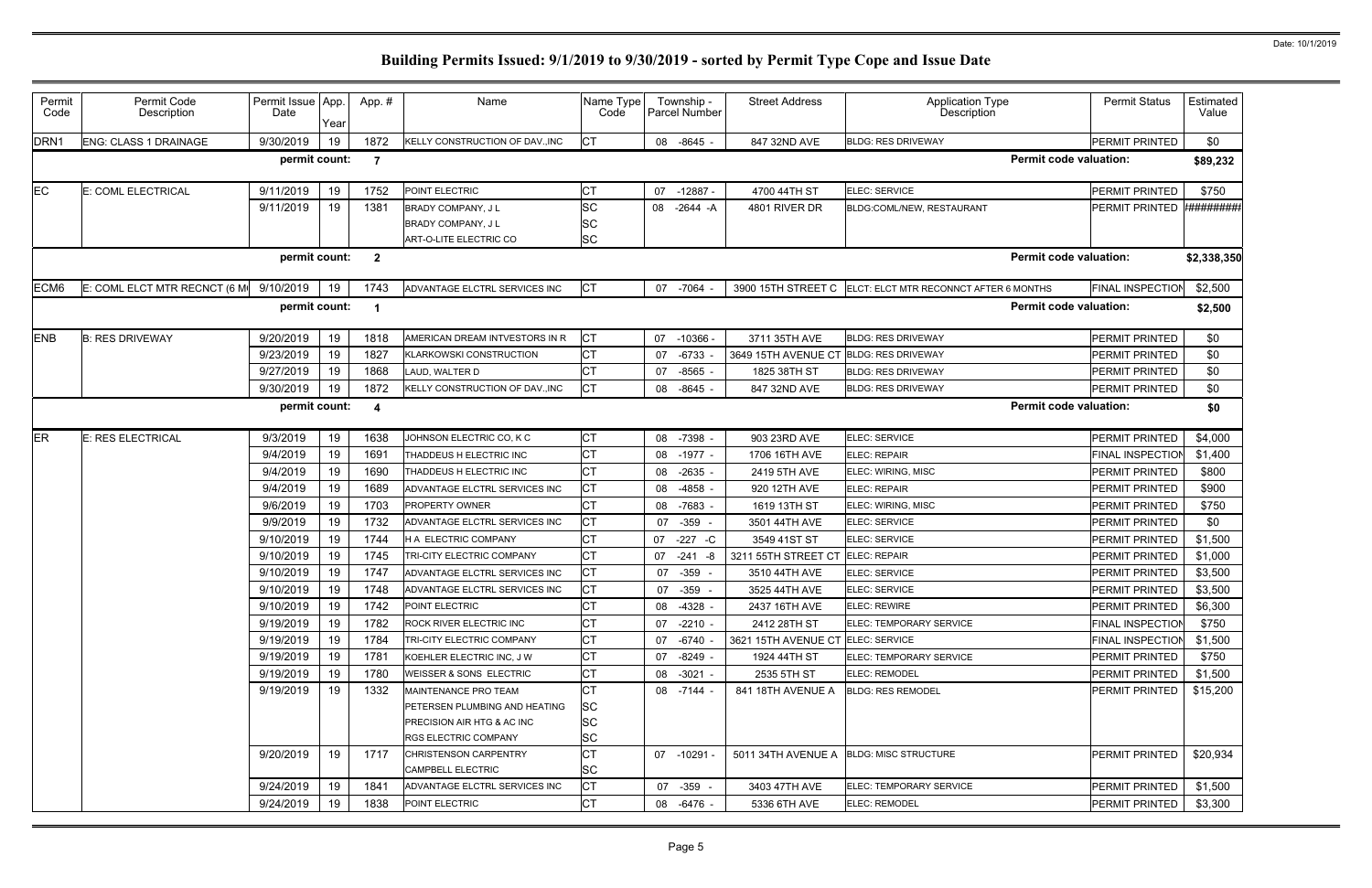# Building Permits Issued: 9/1/2019 to 9/30/2019 - sorted by Permit Type Cope and Issue Date

Date: 10/1/2019

| Permit Code | Permit Code Description | Permit Issue Date | App. Year | App. # | Name | Name Type Code | Township - Parcel Number | Street Address | Application Type Description | Permit Status | Estimated Value |
|---|---|---|---|---|---|---|---|---|---|---|---|
| DRN1 | ENG: CLASS 1 DRAINAGE | 9/30/2019 | 19 | 1872 | KELLY CONSTRUCTION OF DAV.,INC | CT | 08 -8645 - | 847 32ND AVE | BLDG: RES DRIVEWAY | PERMIT PRINTED | $0 |
| | | permit count: | | 7 | | | | | Permit code valuation: | | $89,232 |
| EC | E: COML ELECTRICAL | 9/11/2019 | 19 | 1752 | POINT ELECTRIC | CT | 07 -12887 - | 4700 44TH ST | ELEC: SERVICE | PERMIT PRINTED | $750 |
| | | 9/11/2019 | 19 | 1381 | BRADY COMPANY, J L | SC | 08 -2644 -A | 4801 RIVER DR | BLDG:COML/NEW, RESTAURANT | PERMIT PRINTED | ######### |
| | | | | | BRADY COMPANY, J L | SC | | | | | |
| | | | | | ART-O-LITE ELECTRIC CO | SC | | | | | |
| | | permit count: | | 2 | | | | | Permit code valuation: | | $2,338,350 |
| ECM6 | E: COML ELCT MTR RECNCT (6 M | 9/10/2019 | 19 | 1743 | ADVANTAGE ELCTRL SERVICES INC | CT | 07 -7064 - | 3900 15TH STREET C | ELCT: ELCT MTR RECONNCT AFTER 6 MONTHS | FINAL INSPECTION | $2,500 |
| | | permit count: | | 1 | | | | | Permit code valuation: | | $2,500 |
| ENB | B: RES DRIVEWAY | 9/20/2019 | 19 | 1818 | AMERICAN DREAM INTVESTORS IN R | CT | 07 -10366 - | 3711 35TH AVE | BLDG: RES DRIVEWAY | PERMIT PRINTED | $0 |
| | | 9/23/2019 | 19 | 1827 | KLARKOWSKI CONSTRUCTION | CT | 07 -6733 - | 3649 15TH AVENUE CT | BLDG: RES DRIVEWAY | PERMIT PRINTED | $0 |
| | | 9/27/2019 | 19 | 1868 | LAUD, WALTER D | CT | 07 -8565 - | 1825 38TH ST | BLDG: RES DRIVEWAY | PERMIT PRINTED | $0 |
| | | 9/30/2019 | 19 | 1872 | KELLY CONSTRUCTION OF DAV.,INC | CT | 08 -8645 - | 847 32ND AVE | BLDG: RES DRIVEWAY | PERMIT PRINTED | $0 |
| | | permit count: | | 4 | | | | | Permit code valuation: | | $0 |
| ER | E: RES ELECTRICAL | 9/3/2019 | 19 | 1638 | JOHNSON ELECTRIC CO, K C | CT | 08 -7398 - | 903 23RD AVE | ELEC: SERVICE | PERMIT PRINTED | $4,000 |
| | | 9/4/2019 | 19 | 1691 | THADDEUS H ELECTRIC INC | CT | 08 -1977 - | 1706 16TH AVE | ELEC: REPAIR | FINAL INSPECTION | $1,400 |
| | | 9/4/2019 | 19 | 1690 | THADDEUS H ELECTRIC INC | CT | 08 -2635 - | 2419 5TH AVE | ELEC: WIRING, MISC | PERMIT PRINTED | $800 |
| | | 9/4/2019 | 19 | 1689 | ADVANTAGE ELCTRL SERVICES INC | CT | 08 -4858 - | 920 12TH AVE | ELEC: REPAIR | PERMIT PRINTED | $900 |
| | | 9/6/2019 | 19 | 1703 | PROPERTY OWNER | CT | 08 -7683 - | 1619 13TH ST | ELEC: WIRING, MISC | PERMIT PRINTED | $750 |
| | | 9/9/2019 | 19 | 1732 | ADVANTAGE ELCTRL SERVICES INC | CT | 07 -359 - | 3501 44TH AVE | ELEC: SERVICE | PERMIT PRINTED | $0 |
| | | 9/10/2019 | 19 | 1744 | H A ELECTRIC COMPANY | CT | 07 -227 -C | 3549 41ST ST | ELEC: SERVICE | PERMIT PRINTED | $1,500 |
| | | 9/10/2019 | 19 | 1745 | TRI-CITY ELECTRIC COMPANY | CT | 07 -241 -8 | 3211 55TH STREET CT | ELEC: REPAIR | PERMIT PRINTED | $1,000 |
| | | 9/10/2019 | 19 | 1747 | ADVANTAGE ELCTRL SERVICES INC | CT | 07 -359 - | 3510 44TH AVE | ELEC: SERVICE | PERMIT PRINTED | $3,500 |
| | | 9/10/2019 | 19 | 1748 | ADVANTAGE ELCTRL SERVICES INC | CT | 07 -359 - | 3525 44TH AVE | ELEC: SERVICE | PERMIT PRINTED | $3,500 |
| | | 9/10/2019 | 19 | 1742 | POINT ELECTRIC | CT | 08 -4328 - | 2437 16TH AVE | ELEC: REWIRE | PERMIT PRINTED | $6,300 |
| | | 9/19/2019 | 19 | 1782 | ROCK RIVER ELECTRIC INC | CT | 07 -2210 - | 2412 28TH ST | ELEC: TEMPORARY SERVICE | FINAL INSPECTION | $750 |
| | | 9/19/2019 | 19 | 1784 | TRI-CITY ELECTRIC COMPANY | CT | 07 -6740 - | 3621 15TH AVENUE CT | ELEC: SERVICE | FINAL INSPECTION | $1,500 |
| | | 9/19/2019 | 19 | 1781 | KOEHLER ELECTRIC INC, J W | CT | 07 -8249 - | 1924 44TH ST | ELEC: TEMPORARY SERVICE | PERMIT PRINTED | $750 |
| | | 9/19/2019 | 19 | 1780 | WEISSER & SONS ELECTRIC | CT | 08 -3021 - | 2535 5TH ST | ELEC: REMODEL | PERMIT PRINTED | $1,500 |
| | | 9/19/2019 | 19 | 1332 | MAINTENANCE PRO TEAM | CT | 08 -7144 - | 841 18TH AVENUE A | BLDG: RES REMODEL | PERMIT PRINTED | $15,200 |
| | | | | | PETERSEN PLUMBING AND HEATING | SC | | | | | |
| | | | | | PRECISION AIR HTG & AC INC | SC | | | | | |
| | | | | | RGS ELECTRIC COMPANY | SC | | | | | |
| | | 9/20/2019 | 19 | 1717 | CHRISTENSON CARPENTRY | CT | 07 -10291 - | 5011 34TH AVENUE A | BLDG: MISC STRUCTURE | PERMIT PRINTED | $20,934 |
| | | | | | CAMPBELL ELECTRIC | SC | | | | | |
| | | 9/24/2019 | 19 | 1841 | ADVANTAGE ELCTRL SERVICES INC | CT | 07 -359 - | 3403 47TH AVE | ELEC: TEMPORARY SERVICE | PERMIT PRINTED | $1,500 |
| | | 9/24/2019 | 19 | 1838 | POINT ELECTRIC | CT | 08 -6476 - | 5336 6TH AVE | ELEC: REMODEL | PERMIT PRINTED | $3,300 |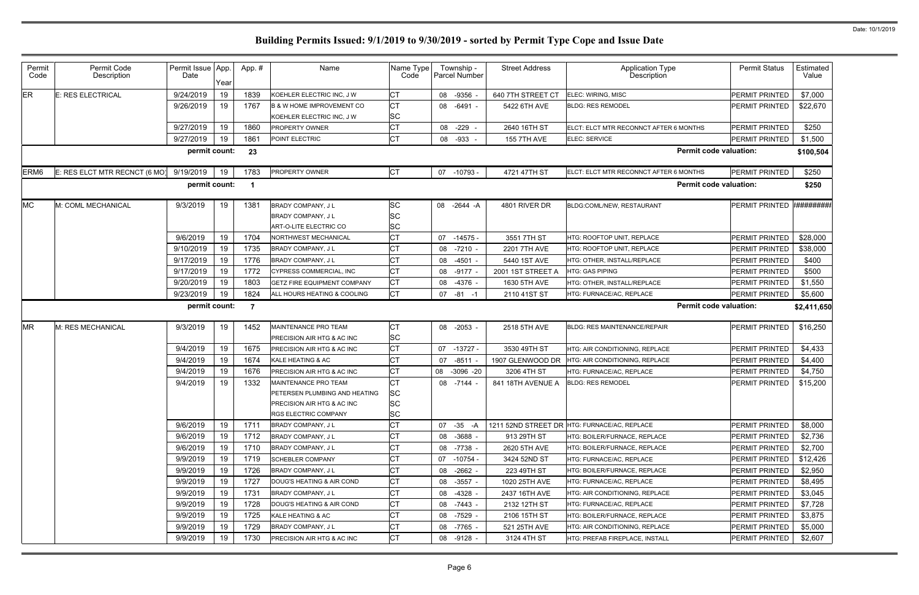# Building Permits Issued: 9/1/2019 to 9/30/2019 - sorted by Permit Type Cope and Issue Date

| Permit Code | Permit Code Description | Permit Issue Date | App. Year | App. # | Name | Name Type Code | Township - Parcel Number | Street Address | Application Type Description | Permit Status | Estimated Value |
|---|---|---|---|---|---|---|---|---|---|---|---|
| ER | E: RES ELECTRICAL | 9/24/2019 | 19 | 1839 | KOEHLER ELECTRIC INC, J W | CT | 08 -9356 - | 640 7TH STREET CT | ELEC: WIRING, MISC | PERMIT PRINTED | $7,000 |
| | | 9/26/2019 | 19 | 1767 | B & W HOME IMPROVEMENT CO | CT | 08 -6491 - | 5422 6TH AVE | BLDG: RES REMODEL | PERMIT PRINTED | $22,670 |
| | | | | | KOEHLER ELECTRIC INC, J W | SC | | | | | |
| | | 9/27/2019 | 19 | 1860 | PROPERTY OWNER | CT | 08 -229 - | 2640 16TH ST | ELCT: ELCT MTR RECONNCT AFTER 6 MONTHS | PERMIT PRINTED | $250 |
| | | 9/27/2019 | 19 | 1861 | POINT ELECTRIC | CT | 08 -933 - | 155 7TH AVE | ELEC: SERVICE | PERMIT PRINTED | $1,500 |
| | | permit count: | | 23 | | | | | Permit code valuation: | | $100,504 |
| ERM6 | E: RES ELCT MTR RECNCT (6 MO) | 9/19/2019 | 19 | 1783 | PROPERTY OWNER | CT | 07 -10793 - | 4721 47TH ST | ELCT: ELCT MTR RECONNCT AFTER 6 MONTHS | PERMIT PRINTED | $250 |
| | | permit count: | | 1 | | | | | Permit code valuation: | | $250 |
| MC | M: COML MECHANICAL | 9/3/2019 | 19 | 1381 | BRADY COMPANY, J L | SC | 08 -2644 -A | 4801 RIVER DR | BLDG:COML/NEW, RESTAURANT | PERMIT PRINTED | ######### |
| | | | | | BRADY COMPANY, J L | SC | | | | | |
| | | | | | ART-O-LITE ELECTRIC CO | SC | | | | | |
| | | 9/6/2019 | 19 | 1704 | NORTHWEST MECHANICAL | CT | 07 -14575 - | 3551 7TH ST | HTG: ROOFTOP UNIT, REPLACE | PERMIT PRINTED | $28,000 |
| | | 9/10/2019 | 19 | 1735 | BRADY COMPANY, J L | CT | 08 -7210 - | 2201 7TH AVE | HTG: ROOFTOP UNIT, REPLACE | PERMIT PRINTED | $38,000 |
| | | 9/17/2019 | 19 | 1776 | BRADY COMPANY, J L | CT | 08 -4501 - | 5440 1ST AVE | HTG: OTHER, INSTALL/REPLACE | PERMIT PRINTED | $400 |
| | | 9/17/2019 | 19 | 1772 | CYPRESS COMMERCIAL, INC | CT | 08 -9177 - | 2001 1ST STREET A | HTG: GAS PIPING | PERMIT PRINTED | $500 |
| | | 9/20/2019 | 19 | 1803 | GETZ FIRE EQUIPMENT COMPANY | CT | 08 -4376 - | 1630 5TH AVE | HTG: OTHER, INSTALL/REPLACE | PERMIT PRINTED | $1,550 |
| | | 9/23/2019 | 19 | 1824 | ALL HOURS HEATING & COOLING | CT | 07 -81 -1 | 2110 41ST ST | HTG: FURNACE/AC, REPLACE | PERMIT PRINTED | $5,600 |
| | | permit count: | | 7 | | | | | Permit code valuation: | | $2,411,650 |
| MR | M: RES MECHANICAL | 9/3/2019 | 19 | 1452 | MAINTENANCE PRO TEAM | CT | 08 -2053 - | 2518 5TH AVE | BLDG: RES MAINTENANCE/REPAIR | PERMIT PRINTED | $16,250 |
| | | | | | PRECISION AIR HTG & AC INC | SC | | | | | |
| | | 9/4/2019 | 19 | 1675 | PRECISION AIR HTG & AC INC | CT | 07 -13727 - | 3530 49TH ST | HTG: AIR CONDITIONING, REPLACE | PERMIT PRINTED | $4,433 |
| | | 9/4/2019 | 19 | 1674 | KALE HEATING & AC | CT | 07 -8511 - | 1907 GLENWOOD DR | HTG: AIR CONDITIONING, REPLACE | PERMIT PRINTED | $4,400 |
| | | 9/4/2019 | 19 | 1676 | PRECISION AIR HTG & AC INC | CT | 08 -3096 -20 | 3206 4TH ST | HTG: FURNACE/AC, REPLACE | PERMIT PRINTED | $4,750 |
| | | 9/4/2019 | 19 | 1332 | MAINTENANCE PRO TEAM | CT | 08 -7144 - | 841 18TH AVENUE A | BLDG: RES REMODEL | PERMIT PRINTED | $15,200 |
| | | | | | PETERSEN PLUMBING AND HEATING | SC | | | | | |
| | | | | | PRECISION AIR HTG & AC INC | SC | | | | | |
| | | | | | RGS ELECTRIC COMPANY | SC | | | | | |
| | | 9/6/2019 | 19 | 1711 | BRADY COMPANY, J L | CT | 07 -35 -A | 1211 52ND STREET DR | HTG: FURNACE/AC, REPLACE | PERMIT PRINTED | $8,000 |
| | | 9/6/2019 | 19 | 1712 | BRADY COMPANY, J L | CT | 08 -3688 - | 913 29TH ST | HTG: BOILER/FURNACE, REPLACE | PERMIT PRINTED | $2,736 |
| | | 9/6/2019 | 19 | 1710 | BRADY COMPANY, J L | CT | 08 -7738 - | 2620 5TH AVE | HTG: BOILER/FURNACE, REPLACE | PERMIT PRINTED | $2,700 |
| | | 9/9/2019 | 19 | 1719 | SCHEBLER COMPANY | CT | 07 -10754 - | 3424 52ND ST | HTG: FURNACE/AC, REPLACE | PERMIT PRINTED | $12,426 |
| | | 9/9/2019 | 19 | 1726 | BRADY COMPANY, J L | CT | 08 -2662 - | 223 49TH ST | HTG: BOILER/FURNACE, REPLACE | PERMIT PRINTED | $2,950 |
| | | 9/9/2019 | 19 | 1727 | DOUG'S HEATING & AIR COND | CT | 08 -3557 - | 1020 25TH AVE | HTG: FURNACE/AC, REPLACE | PERMIT PRINTED | $8,495 |
| | | 9/9/2019 | 19 | 1731 | BRADY COMPANY, J L | CT | 08 -4328 - | 2437 16TH AVE | HTG: AIR CONDITIONING, REPLACE | PERMIT PRINTED | $3,045 |
| | | 9/9/2019 | 19 | 1728 | DOUG'S HEATING & AIR COND | CT | 08 -7443 - | 2132 12TH ST | HTG: FURNACE/AC, REPLACE | PERMIT PRINTED | $7,728 |
| | | 9/9/2019 | 19 | 1725 | KALE HEATING & AC | CT | 08 -7529 - | 2106 15TH ST | HTG: BOILER/FURNACE, REPLACE | PERMIT PRINTED | $3,875 |
| | | 9/9/2019 | 19 | 1729 | BRADY COMPANY, J L | CT | 08 -7765 - | 521 25TH AVE | HTG: AIR CONDITIONING, REPLACE | PERMIT PRINTED | $5,000 |
| | | 9/9/2019 | 19 | 1730 | PRECISION AIR HTG & AC INC | CT | 08 -9128 - | 3124 4TH ST | HTG: PREFAB FIREPLACE, INSTALL | PERMIT PRINTED | $2,607 |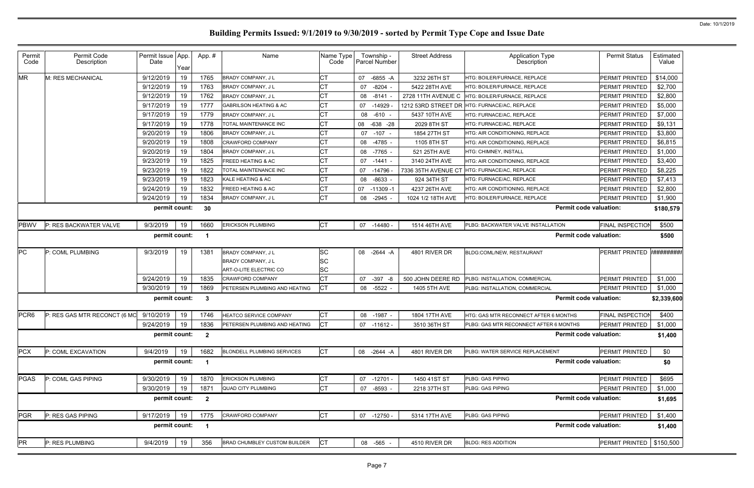# Building Permits Issued: 9/1/2019 to 9/30/2019 - sorted by Permit Type Cope and Issue Date

Date: 10/1/2019

| Permit Code | Permit Code Description | Permit Issue Date | App. Year | App. # | Name | Name Type Code | Township - Parcel Number | Street Address | Application Type Description | Permit Status | Estimated Value |
|---|---|---|---|---|---|---|---|---|---|---|---|
| MR | M: RES MECHANICAL | 9/12/2019 | 19 | 1765 | BRADY COMPANY, J L | CT | 07 -6855 -A | 3232 26TH ST | HTG: BOILER/FURNACE, REPLACE | PERMIT PRINTED | $14,000 |
| | | 9/12/2019 | 19 | 1763 | BRADY COMPANY, J L | CT | 07 -8204 - | 5422 28TH AVE | HTG: BOILER/FURNACE, REPLACE | PERMIT PRINTED | $2,700 |
| | | 9/12/2019 | 19 | 1762 | BRADY COMPANY, J L | CT | 08 -8141 - | 2728 11TH AVENUE C | HTG: BOILER/FURNACE, REPLACE | PERMIT PRINTED | $2,800 |
| | | 9/17/2019 | 19 | 1777 | GABRILSON HEATING & AC | CT | 07 -14929 - | 1212 53RD STREET DR | HTG: FURNACE/AC, REPLACE | PERMIT PRINTED | $5,000 |
| | | 9/17/2019 | 19 | 1779 | BRADY COMPANY, J L | CT | 08 -610 - | 5437 10TH AVE | HTG: FURNACE/AC, REPLACE | PERMIT PRINTED | $7,000 |
| | | 9/17/2019 | 19 | 1778 | TOTAL MAINTENANCE INC | CT | 08 -638 -28 | 2029 8TH ST | HTG: FURNACE/AC, REPLACE | PERMIT PRINTED | $9,131 |
| | | 9/20/2019 | 19 | 1806 | BRADY COMPANY, J L | CT | 07 -107 - | 1854 27TH ST | HTG: AIR CONDITIONING, REPLACE | PERMIT PRINTED | $3,800 |
| | | 9/20/2019 | 19 | 1808 | CRAWFORD COMPANY | CT | 08 -4785 - | 1105 8TH ST | HTG: AIR CONDITIONING, REPLACE | PERMIT PRINTED | $6,815 |
| | | 9/20/2019 | 19 | 1804 | BRADY COMPANY, J L | CT | 08 -7765 - | 521 25TH AVE | HTG: CHIMNEY, INSTALL | PERMIT PRINTED | $1,000 |
| | | 9/23/2019 | 19 | 1825 | FREED HEATING & AC | CT | 07 -1441 - | 3140 24TH AVE | HTG: AIR CONDITIONING, REPLACE | PERMIT PRINTED | $3,400 |
| | | 9/23/2019 | 19 | 1822 | TOTAL MAINTENANCE INC | CT | 07 -14796 - | 7336 35TH AVENUE CT | HTG: FURNACE/AC, REPLACE | PERMIT PRINTED | $8,225 |
| | | 9/23/2019 | 19 | 1823 | KALE HEATING & AC | CT | 08 -8633 - | 924 34TH ST | HTG: FURNACE/AC, REPLACE | PERMIT PRINTED | $7,413 |
| | | 9/24/2019 | 19 | 1832 | FREED HEATING & AC | CT | 07 -11309 -1 | 4237 26TH AVE | HTG: AIR CONDITIONING, REPLACE | PERMIT PRINTED | $2,800 |
| | | 9/24/2019 | 19 | 1834 | BRADY COMPANY, J L | CT | 08 -2945 - | 1024 1/2 18TH AVE | HTG: BOILER/FURNACE, REPLACE | PERMIT PRINTED | $1,900 |
| | | permit count: | | 30 | | | | | Permit code valuation: | | $180,579 |
| PBWV | P: RES BACKWATER VALVE | 9/3/2019 | 19 | 1660 | ERICKSON PLUMBING | CT | 07 -14480 - | 1514 46TH AVE | PLBG: BACKWATER VALVE INSTALLATION | FINAL INSPECTION | $500 |
| | | permit count: | | 1 | | | | | Permit code valuation: | | $500 |
| PC | P: COML PLUMBING | 9/3/2019 | 19 | 1381 | BRADY COMPANY, J L | SC | 08 -2644 -A | 4801 RIVER DR | BLDG:COML/NEW, RESTAURANT | PERMIT PRINTED | ######### |
| | | | | | BRADY COMPANY, J L | SC | | | | | |
| | | | | | ART-O-LITE ELECTRIC CO | SC | | | | | |
| | | 9/24/2019 | 19 | 1835 | CRAWFORD COMPANY | CT | 07 -397 -8 | 500 JOHN DEERE RD | PLBG: INSTALLATION, COMMERCIAL | PERMIT PRINTED | $1,000 |
| | | 9/30/2019 | 19 | 1869 | PETERSEN PLUMBING AND HEATING | CT | 08 -5522 - | 1405 5TH AVE | PLBG: INSTALLATION, COMMERCIAL | PERMIT PRINTED | $1,000 |
| | | permit count: | | 3 | | | | | Permit code valuation: | | $2,339,600 |
| PCR6 | P: RES GAS MTR RECONCT (6 MO | 9/10/2019 | 19 | 1746 | HEATCO SERVICE COMPANY | CT | 08 -1987 - | 1804 17TH AVE | HTG: GAS MTR RECONNECT AFTER 6 MONTHS | FINAL INSPECTION | $400 |
| | | 9/24/2019 | 19 | 1836 | PETERSEN PLUMBING AND HEATING | CT | 07 -11612 - | 3510 36TH ST | PLBG: GAS MTR RECONNECT AFTER 6 MONTHS | PERMIT PRINTED | $1,000 |
| | | permit count: | | 2 | | | | | Permit code valuation: | | $1,400 |
| PCX | P: COML EXCAVATION | 9/4/2019 | 19 | 1682 | BLONDELL PLUMBING SERVICES | CT | 08 -2644 -A | 4801 RIVER DR | PLBG: WATER SERVICE REPLACEMENT | PERMIT PRINTED | $0 |
| | | permit count: | | 1 | | | | | Permit code valuation: | | $0 |
| PGAS | P: COML GAS PIPING | 9/30/2019 | 19 | 1870 | ERICKSON PLUMBING | CT | 07 -12701 - | 1450 41ST ST | PLBG: GAS PIPING | PERMIT PRINTED | $695 |
| | | 9/30/2019 | 19 | 1871 | QUAD CITY PLUMBING | CT | 07 -8593 - | 2218 37TH ST | PLBG: GAS PIPING | PERMIT PRINTED | $1,000 |
| | | permit count: | | 2 | | | | | Permit code valuation: | | $1,695 |
| PGR | P: RES GAS PIPING | 9/17/2019 | 19 | 1775 | CRAWFORD COMPANY | CT | 07 -12750 - | 5314 17TH AVE | PLBG: GAS PIPING | PERMIT PRINTED | $1,400 |
| | | permit count: | | 1 | | | | | Permit code valuation: | | $1,400 |
| PR | P: RES PLUMBING | 9/4/2019 | 19 | 356 | BRAD CHUMBLEY CUSTOM BUILDER | CT | 08 -565 - | 4510 RIVER DR | BLDG: RES ADDITION | PERMIT PRINTED | $150,500 |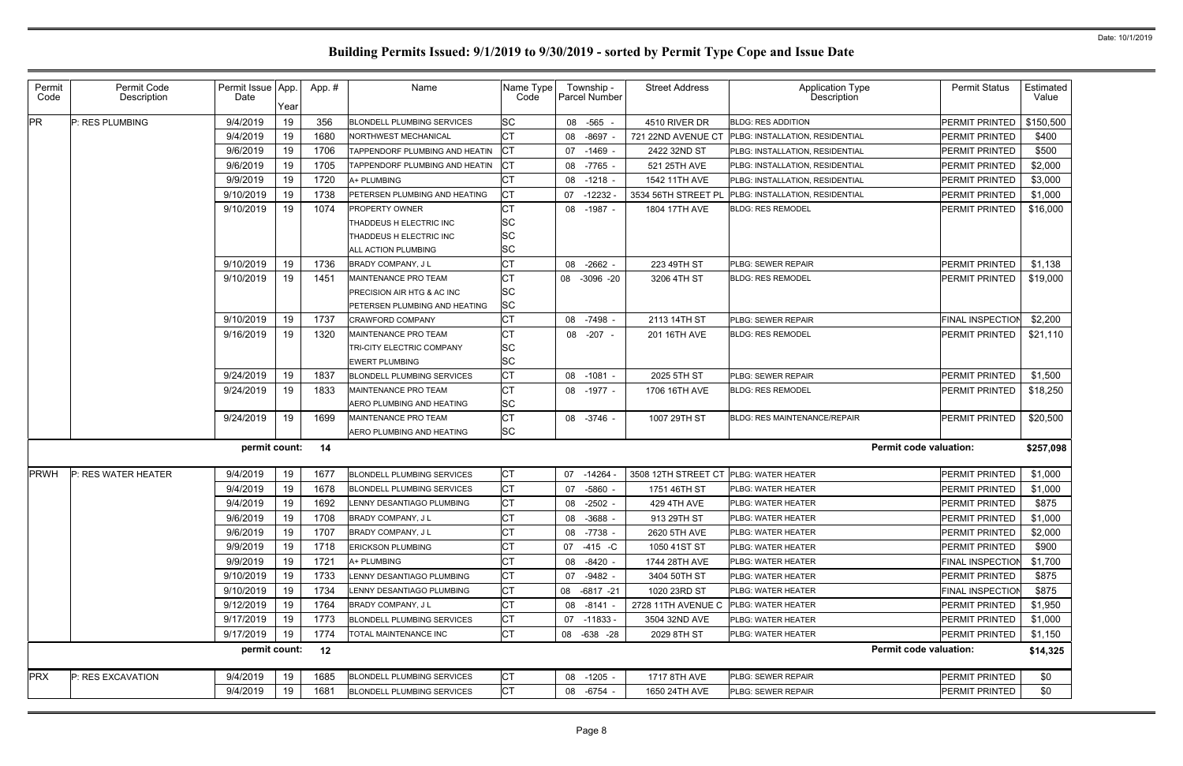# Building Permits Issued: 9/1/2019 to 9/30/2019 - sorted by Permit Type Cope and Issue Date

Date: 10/1/2019

| Permit Code | Permit Code Description | Permit Issue Date | App. Year | App. # | Name | Name Type Code | Township - Parcel Number | Street Address | Application Type Description | Permit Status | Estimated Value |
|---|---|---|---|---|---|---|---|---|---|---|---|
| PR | P: RES PLUMBING | 9/4/2019 | 19 | 356 | BLONDELL PLUMBING SERVICES | SC | 08 -565 - | 4510 RIVER DR | BLDG: RES ADDITION | PERMIT PRINTED | $150,500 |
| | | 9/4/2019 | 19 | 1680 | NORTHWEST MECHANICAL | CT | 08 -8697 - | 721 22ND AVENUE CT | PLBG: INSTALLATION, RESIDENTIAL | PERMIT PRINTED | $400 |
| | | 9/6/2019 | 19 | 1706 | TAPPENDORF PLUMBING AND HEATIN | CT | 07 -1469 - | 2422 32ND ST | PLBG: INSTALLATION, RESIDENTIAL | PERMIT PRINTED | $500 |
| | | 9/6/2019 | 19 | 1705 | TAPPENDORF PLUMBING AND HEATIN | CT | 08 -7765 - | 521 25TH AVE | PLBG: INSTALLATION, RESIDENTIAL | PERMIT PRINTED | $2,000 |
| | | 9/9/2019 | 19 | 1720 | A+ PLUMBING | CT | 08 -1218 - | 1542 11TH AVE | PLBG: INSTALLATION, RESIDENTIAL | PERMIT PRINTED | $3,000 |
| | | 9/10/2019 | 19 | 1738 | PETERSEN PLUMBING AND HEATING | CT | 07 -12232 - | 3534 56TH STREET PL | PLBG: INSTALLATION, RESIDENTIAL | PERMIT PRINTED | $1,000 |
| | | 9/10/2019 | 19 | 1074 | PROPERTY OWNER | CT | 08 -1987 - | 1804 17TH AVE | BLDG: RES REMODEL | PERMIT PRINTED | $16,000 |
| | | | | | THADDEUS H ELECTRIC INC | SC | | | | | |
| | | | | | THADDEUS H ELECTRIC INC | SC | | | | | |
| | | | | | ALL ACTION PLUMBING | SC | | | | | |
| | | 9/10/2019 | 19 | 1736 | BRADY COMPANY, J L | CT | 08 -2662 - | 223 49TH ST | PLBG: SEWER REPAIR | PERMIT PRINTED | $1,138 |
| | | 9/10/2019 | 19 | 1451 | MAINTENANCE PRO TEAM | CT | 08 -3096 -20 | 3206 4TH ST | BLDG: RES REMODEL | PERMIT PRINTED | $19,000 |
| | | | | | PRECISION AIR HTG & AC INC | SC | | | | | |
| | | | | | PETERSEN PLUMBING AND HEATING | SC | | | | | |
| | | 9/10/2019 | 19 | 1737 | CRAWFORD COMPANY | CT | 08 -7498 - | 2113 14TH ST | PLBG: SEWER REPAIR | FINAL INSPECTION | $2,200 |
| | | 9/16/2019 | 19 | 1320 | MAINTENANCE PRO TEAM | CT | 08 -207 - | 201 16TH AVE | BLDG: RES REMODEL | PERMIT PRINTED | $21,110 |
| | | | | | TRI-CITY ELECTRIC COMPANY | SC | | | | | |
| | | | | | EWERT PLUMBING | SC | | | | | |
| | | 9/24/2019 | 19 | 1837 | BLONDELL PLUMBING SERVICES | CT | 08 -1081 - | 2025 5TH ST | PLBG: SEWER REPAIR | PERMIT PRINTED | $1,500 |
| | | 9/24/2019 | 19 | 1833 | MAINTENANCE PRO TEAM | CT | 08 -1977 - | 1706 16TH AVE | BLDG: RES REMODEL | PERMIT PRINTED | $18,250 |
| | | | | | AERO PLUMBING AND HEATING | SC | | | | | |
| | | 9/24/2019 | 19 | 1699 | MAINTENANCE PRO TEAM | CT | 08 -3746 - | 1007 29TH ST | BLDG: RES MAINTENANCE/REPAIR | PERMIT PRINTED | $20,500 |
| | | | | | AERO PLUMBING AND HEATING | SC | | | | | |
| | | permit count: | | 14 | | | | | Permit code valuation: | | $257,098 |
| PRWH | P: RES WATER HEATER | 9/4/2019 | 19 | 1677 | BLONDELL PLUMBING SERVICES | CT | 07 -14264 - | 3508 12TH STREET CT | PLBG: WATER HEATER | PERMIT PRINTED | $1,000 |
| | | 9/4/2019 | 19 | 1678 | BLONDELL PLUMBING SERVICES | CT | 07 -5860 - | 1751 46TH ST | PLBG: WATER HEATER | PERMIT PRINTED | $1,000 |
| | | 9/4/2019 | 19 | 1692 | LENNY DESANTIAGO PLUMBING | CT | 08 -2502 - | 429 4TH AVE | PLBG: WATER HEATER | PERMIT PRINTED | $875 |
| | | 9/6/2019 | 19 | 1708 | BRADY COMPANY, J L | CT | 08 -3688 - | 913 29TH ST | PLBG: WATER HEATER | PERMIT PRINTED | $1,000 |
| | | 9/6/2019 | 19 | 1707 | BRADY COMPANY, J L | CT | 08 -7738 - | 2620 5TH AVE | PLBG: WATER HEATER | PERMIT PRINTED | $2,000 |
| | | 9/9/2019 | 19 | 1718 | ERICKSON PLUMBING | CT | 07 -415 -C | 1050 41ST ST | PLBG: WATER HEATER | PERMIT PRINTED | $900 |
| | | 9/9/2019 | 19 | 1721 | A+ PLUMBING | CT | 08 -8420 - | 1744 28TH AVE | PLBG: WATER HEATER | FINAL INSPECTION | $1,700 |
| | | 9/10/2019 | 19 | 1733 | LENNY DESANTIAGO PLUMBING | CT | 07 -9482 - | 3404 50TH ST | PLBG: WATER HEATER | PERMIT PRINTED | $875 |
| | | 9/10/2019 | 19 | 1734 | LENNY DESANTIAGO PLUMBING | CT | 08 -6817 -21 | 1020 23RD ST | PLBG: WATER HEATER | FINAL INSPECTION | $875 |
| | | 9/12/2019 | 19 | 1764 | BRADY COMPANY, J L | CT | 08 -8141 - | 2728 11TH AVENUE C | PLBG: WATER HEATER | PERMIT PRINTED | $1,950 |
| | | 9/17/2019 | 19 | 1773 | BLONDELL PLUMBING SERVICES | CT | 07 -11833 - | 3504 32ND AVE | PLBG: WATER HEATER | PERMIT PRINTED | $1,000 |
| | | 9/17/2019 | 19 | 1774 | TOTAL MAINTENANCE INC | CT | 08 -638 -28 | 2029 8TH ST | PLBG: WATER HEATER | PERMIT PRINTED | $1,150 |
| | | permit count: | | 12 | | | | | Permit code valuation: | | $14,325 |
| PRX | P: RES EXCAVATION | 9/4/2019 | 19 | 1685 | BLONDELL PLUMBING SERVICES | CT | 08 -1205 - | 1717 8TH AVE | PLBG: SEWER REPAIR | PERMIT PRINTED | $0 |
| | | 9/4/2019 | 19 | 1681 | BLONDELL PLUMBING SERVICES | CT | 08 -6754 - | 1650 24TH AVE | PLBG: SEWER REPAIR | PERMIT PRINTED | $0 |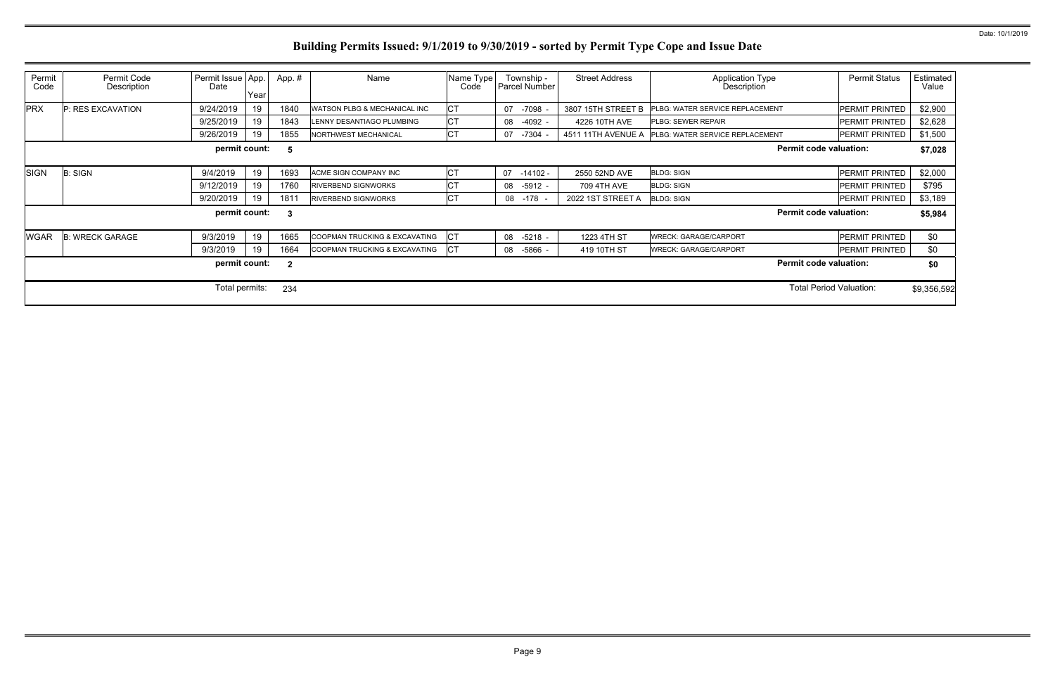Date: 10/1/2019

# Building Permits Issued: 9/1/2019 to 9/30/2019 - sorted by Permit Type Cope and Issue Date

| Permit Code | Permit Code Description | Permit Issue Date | App. Year | App. # | Name | Name Type Code | Township - Parcel Number | Street Address | Application Type Description | Permit Status | Estimated Value |
|---|---|---|---|---|---|---|---|---|---|---|---|
| PRX | P: RES EXCAVATION | 9/24/2019 | 19 | 1840 | WATSON PLBG & MECHANICAL INC | CT | 07 -7098 - | 3807 15TH STREET B | PLBG: WATER SERVICE REPLACEMENT | PERMIT PRINTED | $2,900 |
| | | 9/25/2019 | 19 | 1843 | LENNY DESANTIAGO PLUMBING | CT | 08 -4092 - | 4226 10TH AVE | PLBG: SEWER REPAIR | PERMIT PRINTED | $2,628 |
| | | 9/26/2019 | 19 | 1855 | NORTHWEST MECHANICAL | CT | 07 -7304 - | 4511 11TH AVENUE A | PLBG: WATER SERVICE REPLACEMENT | PERMIT PRINTED | $1,500 |
| | | permit count: | | 5 | | | | | Permit code valuation: | | $7,028 |
| SIGN | B: SIGN | 9/4/2019 | 19 | 1693 | ACME SIGN COMPANY INC | CT | 07 -14102 - | 2550 52ND AVE | BLDG: SIGN | PERMIT PRINTED | $2,000 |
| | | 9/12/2019 | 19 | 1760 | RIVERBEND SIGNWORKS | CT | 08 -5912 - | 709 4TH AVE | BLDG: SIGN | PERMIT PRINTED | $795 |
| | | 9/20/2019 | 19 | 1811 | RIVERBEND SIGNWORKS | CT | 08 -178 - | 2022 1ST STREET A | BLDG: SIGN | PERMIT PRINTED | $3,189 |
| | | permit count: | | 3 | | | | | Permit code valuation: | | $5,984 |
| WGAR | B: WRECK GARAGE | 9/3/2019 | 19 | 1665 | COOPMAN TRUCKING & EXCAVATING | CT | 08 -5218 - | 1223 4TH ST | WRECK: GARAGE/CARPORT | PERMIT PRINTED | $0 |
| | | 9/3/2019 | 19 | 1664 | COOPMAN TRUCKING & EXCAVATING | CT | 08 -5866 - | 419 10TH ST | WRECK: GARAGE/CARPORT | PERMIT PRINTED | $0 |
| | | permit count: | | 2 | | | | | Permit code valuation: | | $0 |
| | | Total permits: | | 234 | | | | | Total Period Valuation: | | $9,356,592 |